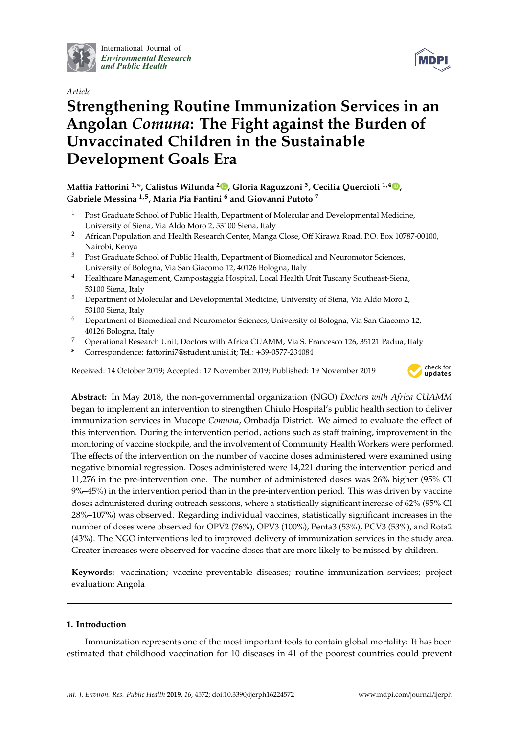International Journal of
*Environmental Research and Public Health*

*Article*

# Strengthening Routine Immunization Services in an Angolan *Comuna*: The Fight against the Burden of Unvaccinated Children in the Sustainable Development Goals Era

**Mattia Fattorini [1,*], Calistus Wilunda [2], Gloria Raguzzoni [3], Cecilia Quercioli [1,4], Gabriele Messina [1,5], Maria Pia Fantini [6] and Giovanni Putoto [7]**

1 Post Graduate School of Public Health, Department of Molecular and Developmental Medicine, University of Siena, Via Aldo Moro 2, 53100 Siena, Italy
2 African Population and Health Research Center, Manga Close, Off Kirawa Road, P.O. Box 10787-00100, Nairobi, Kenya
3 Post Graduate School of Public Health, Department of Biomedical and Neuromotor Sciences, University of Bologna, Via San Giacomo 12, 40126 Bologna, Italy
4 Healthcare Management, Campostaggia Hospital, Local Health Unit Tuscany Southeast-Siena, 53100 Siena, Italy
5 Department of Molecular and Developmental Medicine, University of Siena, Via Aldo Moro 2, 53100 Siena, Italy
6 Department of Biomedical and Neuromotor Sciences, University of Bologna, Via San Giacomo 12, 40126 Bologna, Italy
7 Operational Research Unit, Doctors with Africa CUAMM, Via S. Francesco 126, 35121 Padua, Italy
* Correspondence: fattorini7@student.unisi.it; Tel.: +39-0577-234084

Received: 14 October 2019; Accepted: 17 November 2019; Published: 19 November 2019

**Abstract:** In May 2018, the non-governmental organization (NGO) *Doctors with Africa CUAMM* began to implement an intervention to strengthen Chiulo Hospital's public health section to deliver immunization services in Mucope *Comuna*, Ombadja District. We aimed to evaluate the effect of this intervention. During the intervention period, actions such as staff training, improvement in the monitoring of vaccine stockpile, and the involvement of Community Health Workers were performed. The effects of the intervention on the number of vaccine doses administered were examined using negative binomial regression. Doses administered were 14,221 during the intervention period and 11,276 in the pre-intervention one. The number of administered doses was 26% higher (95% CI 9%–45%) in the intervention period than in the pre-intervention period. This was driven by vaccine doses administered during outreach sessions, where a statistically significant increase of 62% (95% CI 28%–107%) was observed. Regarding individual vaccines, statistically significant increases in the number of doses were observed for OPV2 (76%), OPV3 (100%), Penta3 (53%), PCV3 (53%), and Rota2 (43%). The NGO interventions led to improved delivery of immunization services in the study area. Greater increases were observed for vaccine doses that are more likely to be missed by children.

**Keywords:** vaccination; vaccine preventable diseases; routine immunization services; project evaluation; Angola

## 1. Introduction

Immunization represents one of the most important tools to contain global mortality: It has been estimated that childhood vaccination for 10 diseases in 41 of the poorest countries could prevent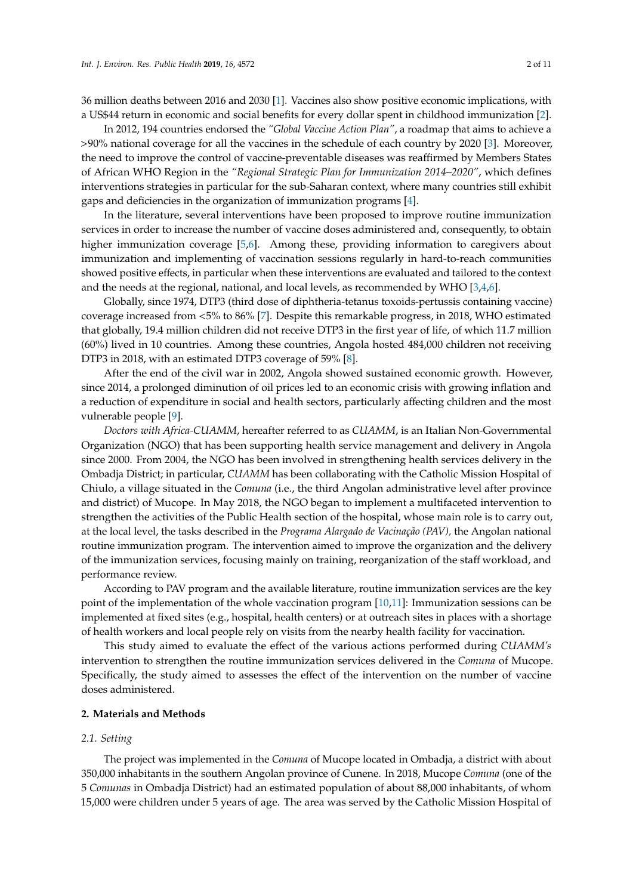36 million deaths between 2016 and 2030 [1]. Vaccines also show positive economic implications, with a US$44 return in economic and social benefits for every dollar spent in childhood immunization [2].

In 2012, 194 countries endorsed the *"Global Vaccine Action Plan"*, a roadmap that aims to achieve a >90% national coverage for all the vaccines in the schedule of each country by 2020 [3]. Moreover, the need to improve the control of vaccine-preventable diseases was reaffirmed by Members States of African WHO Region in the *"Regional Strategic Plan for Immunization 2014–2020"*, which defines interventions strategies in particular for the sub-Saharan context, where many countries still exhibit gaps and deficiencies in the organization of immunization programs [4].

In the literature, several interventions have been proposed to improve routine immunization services in order to increase the number of vaccine doses administered and, consequently, to obtain higher immunization coverage [5,6]. Among these, providing information to caregivers about immunization and implementing of vaccination sessions regularly in hard-to-reach communities showed positive effects, in particular when these interventions are evaluated and tailored to the context and the needs at the regional, national, and local levels, as recommended by WHO [3,4,6].

Globally, since 1974, DTP3 (third dose of diphtheria-tetanus toxoids-pertussis containing vaccine) coverage increased from <5% to 86% [7]. Despite this remarkable progress, in 2018, WHO estimated that globally, 19.4 million children did not receive DTP3 in the first year of life, of which 11.7 million (60%) lived in 10 countries. Among these countries, Angola hosted 484,000 children not receiving DTP3 in 2018, with an estimated DTP3 coverage of 59% [8].

After the end of the civil war in 2002, Angola showed sustained economic growth. However, since 2014, a prolonged diminution of oil prices led to an economic crisis with growing inflation and a reduction of expenditure in social and health sectors, particularly affecting children and the most vulnerable people [9].

*Doctors with Africa-CUAMM*, hereafter referred to as *CUAMM*, is an Italian Non-Governmental Organization (NGO) that has been supporting health service management and delivery in Angola since 2000. From 2004, the NGO has been involved in strengthening health services delivery in the Ombadja District; in particular, *CUAMM* has been collaborating with the Catholic Mission Hospital of Chiulo, a village situated in the *Comuna* (i.e., the third Angolan administrative level after province and district) of Mucope. In May 2018, the NGO began to implement a multifaceted intervention to strengthen the activities of the Public Health section of the hospital, whose main role is to carry out, at the local level, the tasks described in the *Programa Alargado de Vacinação (PAV),* the Angolan national routine immunization program. The intervention aimed to improve the organization and the delivery of the immunization services, focusing mainly on training, reorganization of the staff workload, and performance review.

According to PAV program and the available literature, routine immunization services are the key point of the implementation of the whole vaccination program [10,11]: Immunization sessions can be implemented at fixed sites (e.g., hospital, health centers) or at outreach sites in places with a shortage of health workers and local people rely on visits from the nearby health facility for vaccination.

This study aimed to evaluate the effect of the various actions performed during *CUAMM's* intervention to strengthen the routine immunization services delivered in the *Comuna* of Mucope. Specifically, the study aimed to assesses the effect of the intervention on the number of vaccine doses administered.

## 2. Materials and Methods

### 2.1. Setting

The project was implemented in the *Comuna* of Mucope located in Ombadja, a district with about 350,000 inhabitants in the southern Angolan province of Cunene. In 2018, Mucope *Comuna* (one of the 5 *Comunas* in Ombadja District) had an estimated population of about 88,000 inhabitants, of whom 15,000 were children under 5 years of age. The area was served by the Catholic Mission Hospital of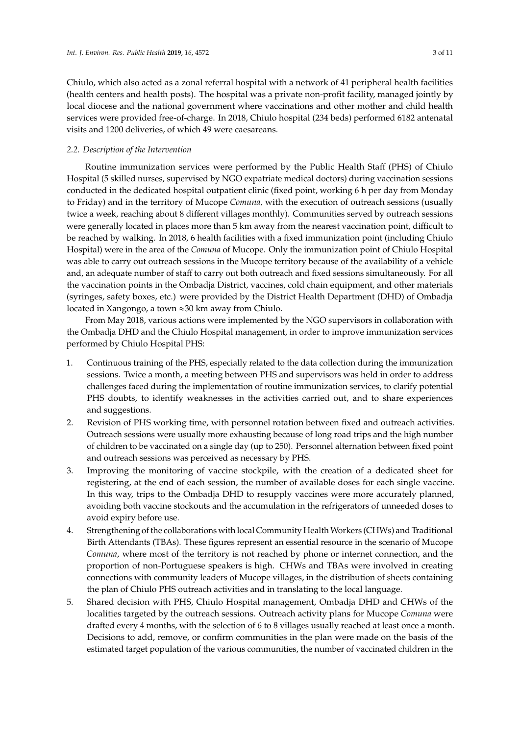Chiulo, which also acted as a zonal referral hospital with a network of 41 peripheral health facilities (health centers and health posts). The hospital was a private non-profit facility, managed jointly by local diocese and the national government where vaccinations and other mother and child health services were provided free-of-charge. In 2018, Chiulo hospital (234 beds) performed 6182 antenatal visits and 1200 deliveries, of which 49 were caesareans.

### *2.2. Description of the Intervention*

Routine immunization services were performed by the Public Health Staff (PHS) of Chiulo Hospital (5 skilled nurses, supervised by NGO expatriate medical doctors) during vaccination sessions conducted in the dedicated hospital outpatient clinic (fixed point, working 6 h per day from Monday to Friday) and in the territory of Mucope *Comuna,* with the execution of outreach sessions (usually twice a week, reaching about 8 different villages monthly). Communities served by outreach sessions were generally located in places more than 5 km away from the nearest vaccination point, difficult to be reached by walking. In 2018, 6 health facilities with a fixed immunization point (including Chiulo Hospital) were in the area of the *Comuna* of Mucope. Only the immunization point of Chiulo Hospital was able to carry out outreach sessions in the Mucope territory because of the availability of a vehicle and, an adequate number of staff to carry out both outreach and fixed sessions simultaneously. For all the vaccination points in the Ombadja District, vaccines, cold chain equipment, and other materials (syringes, safety boxes, etc.) were provided by the District Health Department (DHD) of Ombadja located in Xangongo, a town ≈30 km away from Chiulo.

From May 2018, various actions were implemented by the NGO supervisors in collaboration with the Ombadja DHD and the Chiulo Hospital management, in order to improve immunization services performed by Chiulo Hospital PHS:

1. Continuous training of the PHS, especially related to the data collection during the immunization sessions. Twice a month, a meeting between PHS and supervisors was held in order to address challenges faced during the implementation of routine immunization services, to clarify potential PHS doubts, to identify weaknesses in the activities carried out, and to share experiences and suggestions.
2. Revision of PHS working time, with personnel rotation between fixed and outreach activities. Outreach sessions were usually more exhausting because of long road trips and the high number of children to be vaccinated on a single day (up to 250). Personnel alternation between fixed point and outreach sessions was perceived as necessary by PHS.
3. Improving the monitoring of vaccine stockpile, with the creation of a dedicated sheet for registering, at the end of each session, the number of available doses for each single vaccine. In this way, trips to the Ombadja DHD to resupply vaccines were more accurately planned, avoiding both vaccine stockouts and the accumulation in the refrigerators of unneeded doses to avoid expiry before use.
4. Strengthening of the collaborations with local Community Health Workers (CHWs) and Traditional Birth Attendants (TBAs). These figures represent an essential resource in the scenario of Mucope *Comuna*, where most of the territory is not reached by phone or internet connection, and the proportion of non-Portuguese speakers is high. CHWs and TBAs were involved in creating connections with community leaders of Mucope villages, in the distribution of sheets containing the plan of Chiulo PHS outreach activities and in translating to the local language.
5. Shared decision with PHS, Chiulo Hospital management, Ombadja DHD and CHWs of the localities targeted by the outreach sessions. Outreach activity plans for Mucope *Comuna* were drafted every 4 months, with the selection of 6 to 8 villages usually reached at least once a month. Decisions to add, remove, or confirm communities in the plan were made on the basis of the estimated target population of the various communities, the number of vaccinated children in the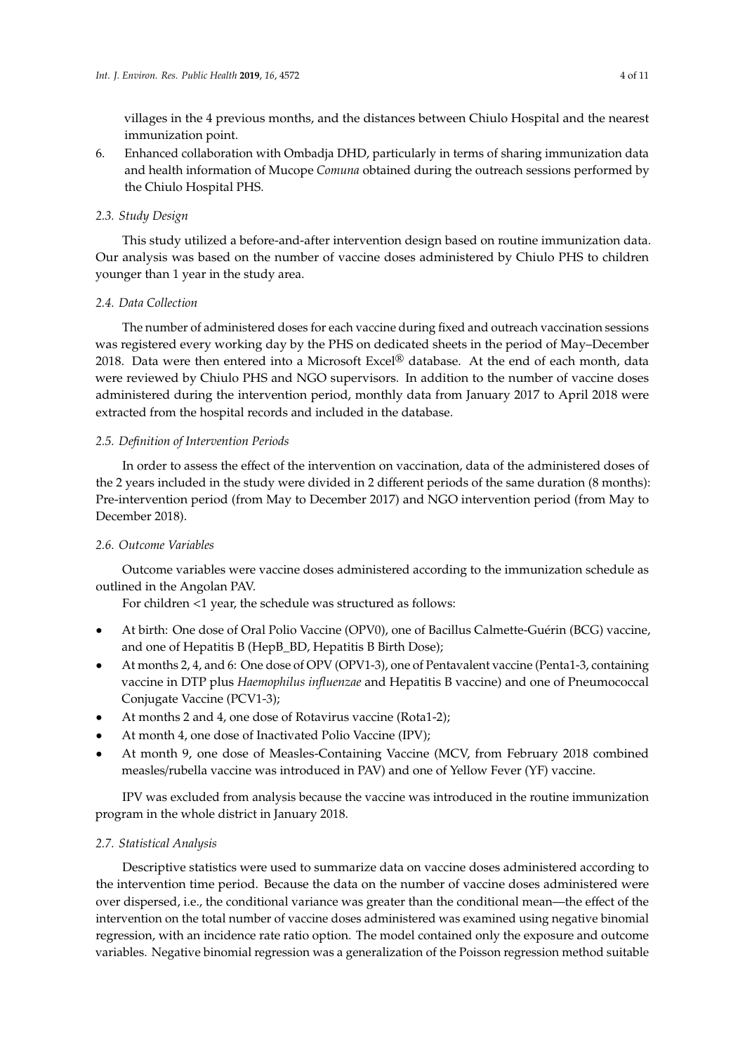villages in the 4 previous months, and the distances between Chiulo Hospital and the nearest immunization point.

6. Enhanced collaboration with Ombadja DHD, particularly in terms of sharing immunization data and health information of Mucope *Comuna* obtained during the outreach sessions performed by the Chiulo Hospital PHS.

### *2.3. Study Design*

This study utilized a before-and-after intervention design based on routine immunization data. Our analysis was based on the number of vaccine doses administered by Chiulo PHS to children younger than 1 year in the study area.

### *2.4. Data Collection*

The number of administered doses for each vaccine during fixed and outreach vaccination sessions was registered every working day by the PHS on dedicated sheets in the period of May–December 2018. Data were then entered into a Microsoft Excel® database. At the end of each month, data were reviewed by Chiulo PHS and NGO supervisors. In addition to the number of vaccine doses administered during the intervention period, monthly data from January 2017 to April 2018 were extracted from the hospital records and included in the database.

### *2.5. Definition of Intervention Periods*

In order to assess the effect of the intervention on vaccination, data of the administered doses of the 2 years included in the study were divided in 2 different periods of the same duration (8 months): Pre-intervention period (from May to December 2017) and NGO intervention period (from May to December 2018).

### *2.6. Outcome Variables*

Outcome variables were vaccine doses administered according to the immunization schedule as outlined in the Angolan PAV.

For children <1 year, the schedule was structured as follows:

- At birth: One dose of Oral Polio Vaccine (OPV0), one of Bacillus Calmette-Guérin (BCG) vaccine, and one of Hepatitis B (HepB_BD, Hepatitis B Birth Dose);
- At months 2, 4, and 6: One dose of OPV (OPV1-3), one of Pentavalent vaccine (Penta1-3, containing vaccine in DTP plus *Haemophilus influenzae* and Hepatitis B vaccine) and one of Pneumococcal Conjugate Vaccine (PCV1-3);
- At months 2 and 4, one dose of Rotavirus vaccine (Rota1-2);
- At month 4, one dose of Inactivated Polio Vaccine (IPV);
- At month 9, one dose of Measles-Containing Vaccine (MCV, from February 2018 combined measles/rubella vaccine was introduced in PAV) and one of Yellow Fever (YF) vaccine.

IPV was excluded from analysis because the vaccine was introduced in the routine immunization program in the whole district in January 2018.

### *2.7. Statistical Analysis*

Descriptive statistics were used to summarize data on vaccine doses administered according to the intervention time period. Because the data on the number of vaccine doses administered were over dispersed, i.e., the conditional variance was greater than the conditional mean—the effect of the intervention on the total number of vaccine doses administered was examined using negative binomial regression, with an incidence rate ratio option. The model contained only the exposure and outcome variables. Negative binomial regression was a generalization of the Poisson regression method suitable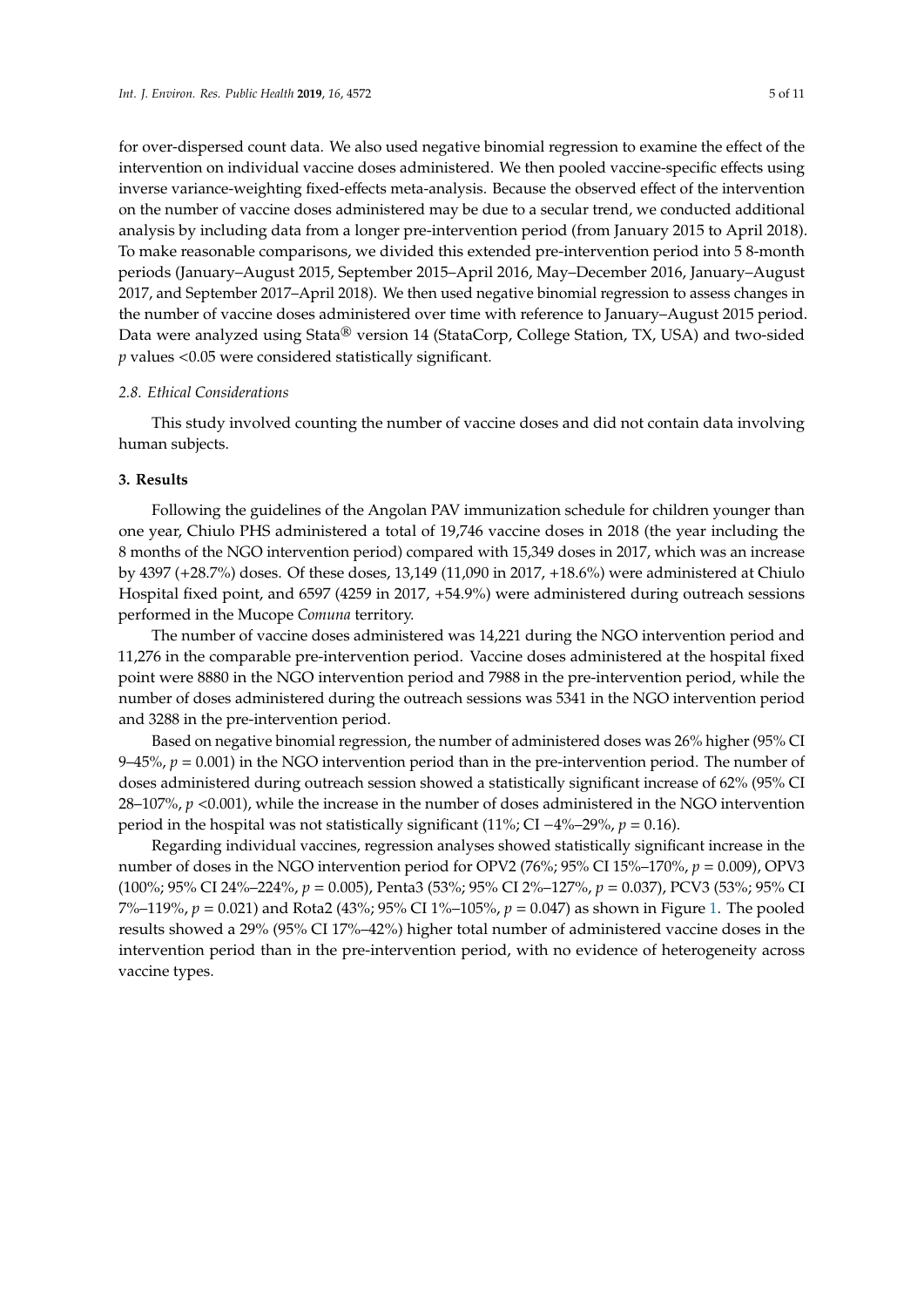for over-dispersed count data. We also used negative binomial regression to examine the effect of the intervention on individual vaccine doses administered. We then pooled vaccine-specific effects using inverse variance-weighting fixed-effects meta-analysis. Because the observed effect of the intervention on the number of vaccine doses administered may be due to a secular trend, we conducted additional analysis by including data from a longer pre-intervention period (from January 2015 to April 2018). To make reasonable comparisons, we divided this extended pre-intervention period into 5 8-month periods (January–August 2015, September 2015–April 2016, May–December 2016, January–August 2017, and September 2017–April 2018). We then used negative binomial regression to assess changes in the number of vaccine doses administered over time with reference to January–August 2015 period. Data were analyzed using Stata® version 14 (StataCorp, College Station, TX, USA) and two-sided $p$ values <0.05 were considered statistically significant.

### 2.8. Ethical Considerations

This study involved counting the number of vaccine doses and did not contain data involving human subjects.

## 3. Results

Following the guidelines of the Angolan PAV immunization schedule for children younger than one year, Chiulo PHS administered a total of 19,746 vaccine doses in 2018 (the year including the 8 months of the NGO intervention period) compared with 15,349 doses in 2017, which was an increase by 4397 (+28.7%) doses. Of these doses, 13,149 (11,090 in 2017, +18.6%) were administered at Chiulo Hospital fixed point, and 6597 (4259 in 2017, +54.9%) were administered during outreach sessions performed in the Mucope *Comuna* territory.

The number of vaccine doses administered was 14,221 during the NGO intervention period and 11,276 in the comparable pre-intervention period. Vaccine doses administered at the hospital fixed point were 8880 in the NGO intervention period and 7988 in the pre-intervention period, while the number of doses administered during the outreach sessions was 5341 in the NGO intervention period and 3288 in the pre-intervention period.

Based on negative binomial regression, the number of administered doses was 26% higher (95% CI 9–45%, $p = 0.001$) in the NGO intervention period than in the pre-intervention period. The number of doses administered during outreach session showed a statistically significant increase of 62% (95% CI 28–107%, $p < 0.001$), while the increase in the number of doses administered in the NGO intervention period in the hospital was not statistically significant (11%; CI −4%–29%, $p = 0.16$).

Regarding individual vaccines, regression analyses showed statistically significant increase in the number of doses in the NGO intervention period for OPV2 (76%; 95% CI 15%–170%, $p = 0.009$), OPV3 (100%; 95% CI 24%–224%, $p = 0.005$), Penta3 (53%; 95% CI 2%–127%, $p = 0.037$), PCV3 (53%; 95% CI 7%–119%, $p = 0.021$) and Rota2 (43%; 95% CI 1%–105%, $p = 0.047$) as shown in Figure 1. The pooled results showed a 29% (95% CI 17%–42%) higher total number of administered vaccine doses in the intervention period than in the pre-intervention period, with no evidence of heterogeneity across vaccine types.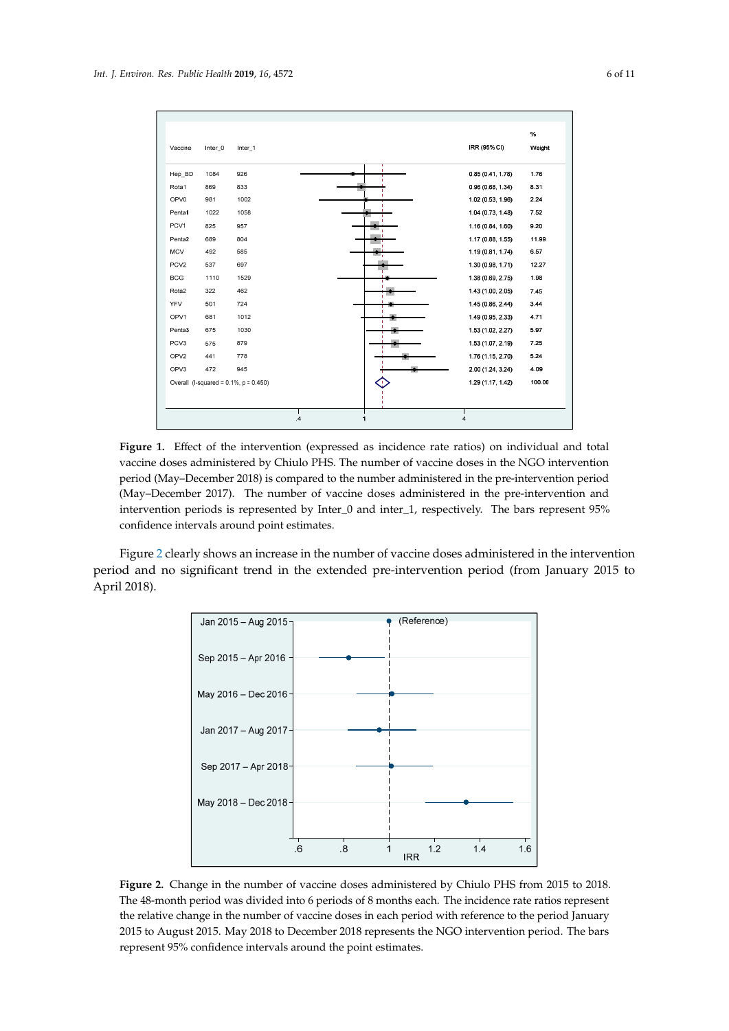| Vaccine | Inter_0 | Inter_1 | IRR (95% CI) | % Weight |
|---|---|---|---|---|
| Hep_BD | 1084 | 926 | 0.85 (0.41, 1.78) | 1.76 |
| Rota1 | 869 | 833 | 0.96 (0.68, 1.34) | 8.31 |
| OPV0 | 981 | 1002 | 1.02 (0.53, 1.96) | 2.24 |
| Penta1 | 1022 | 1058 | 1.04 (0.73, 1.48) | 7.52 |
| PCV1 | 825 | 957 | 1.16 (0.84, 1.60) | 9.20 |
| Penta2 | 689 | 804 | 1.17 (0.88, 1.55) | 11.99 |
| MCV | 492 | 585 | 1.19 (0.81, 1.74) | 6.57 |
| PCV2 | 537 | 697 | 1.30 (0.98, 1.71) | 12.27 |
| BCG | 1110 | 1529 | 1.38 (0.69, 2.75) | 1.98 |
| Rota2 | 322 | 462 | 1.43 (1.00, 2.05) | 7.45 |
| YFV | 501 | 724 | 1.45 (0.86, 2.44) | 3.44 |
| OPV1 | 681 | 1012 | 1.49 (0.95, 2.33) | 4.71 |
| Penta3 | 675 | 1030 | 1.53 (1.02, 2.27) | 5.97 |
| PCV3 | 575 | 879 | 1.53 (1.07, 2.19) | 7.25 |
| OPV2 | 441 | 778 | 1.76 (1.15, 2.70) | 5.24 |
| OPV3 | 472 | 945 | 2.00 (1.24, 3.24) | 4.09 |
| Overall (I-squared = 0.1%, p = 0.450) | | | 1.29 (1.17, 1.42) | 100.00 |

**Figure 1.** Effect of the intervention (expressed as incidence rate ratios) on individual and total vaccine doses administered by Chiulo PHS. The number of vaccine doses in the NGO intervention period (May–December 2018) is compared to the number administered in the pre-intervention period (May–December 2017). The number of vaccine doses administered in the pre-intervention and intervention periods is represented by Inter_0 and inter_1, respectively. The bars represent 95% confidence intervals around point estimates.

Figure 2 clearly shows an increase in the number of vaccine doses administered in the intervention period and no significant trend in the extended pre-intervention period (from January 2015 to April 2018).

**Figure 2.** Change in the number of vaccine doses administered by Chiulo PHS from 2015 to 2018. The 48-month period was divided into 6 periods of 8 months each. The incidence rate ratios represent the relative change in the number of vaccine doses in each period with reference to the period January 2015 to August 2015. May 2018 to December 2018 represents the NGO intervention period. The bars represent 95% confidence intervals around the point estimates.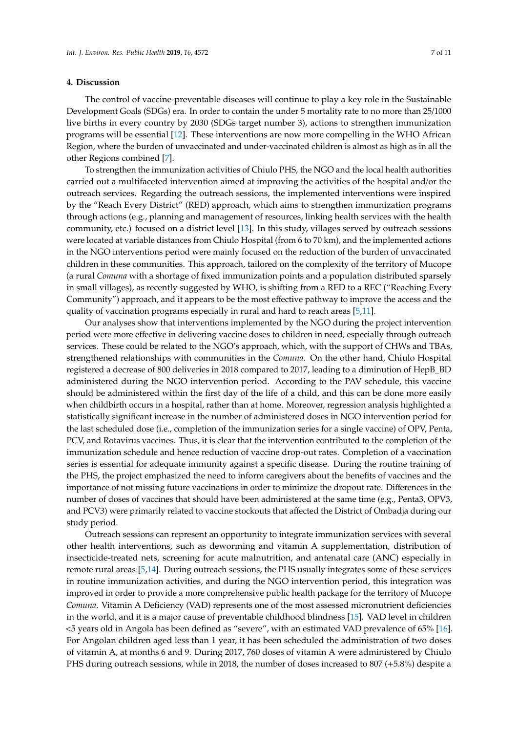## 4. Discussion

The control of vaccine-preventable diseases will continue to play a key role in the Sustainable Development Goals (SDGs) era. In order to contain the under 5 mortality rate to no more than 25/1000 live births in every country by 2030 (SDGs target number 3), actions to strengthen immunization programs will be essential [12]. These interventions are now more compelling in the WHO African Region, where the burden of unvaccinated and under-vaccinated children is almost as high as in all the other Regions combined [7].

To strengthen the immunization activities of Chiulo PHS, the NGO and the local health authorities carried out a multifaceted intervention aimed at improving the activities of the hospital and/or the outreach services. Regarding the outreach sessions, the implemented interventions were inspired by the "Reach Every District" (RED) approach, which aims to strengthen immunization programs through actions (e.g., planning and management of resources, linking health services with the health community, etc.) focused on a district level [13]. In this study, villages served by outreach sessions were located at variable distances from Chiulo Hospital (from 6 to 70 km), and the implemented actions in the NGO interventions period were mainly focused on the reduction of the burden of unvaccinated children in these communities. This approach, tailored on the complexity of the territory of Mucope (a rural *Comuna* with a shortage of fixed immunization points and a population distributed sparsely in small villages), as recently suggested by WHO, is shifting from a RED to a REC ("Reaching Every Community") approach, and it appears to be the most effective pathway to improve the access and the quality of vaccination programs especially in rural and hard to reach areas [5,11].

Our analyses show that interventions implemented by the NGO during the project intervention period were more effective in delivering vaccine doses to children in need, especially through outreach services. These could be related to the NGO's approach, which, with the support of CHWs and TBAs, strengthened relationships with communities in the *Comuna*. On the other hand, Chiulo Hospital registered a decrease of 800 deliveries in 2018 compared to 2017, leading to a diminution of HepB_BD administered during the NGO intervention period. According to the PAV schedule, this vaccine should be administered within the first day of the life of a child, and this can be done more easily when childbirth occurs in a hospital, rather than at home. Moreover, regression analysis highlighted a statistically significant increase in the number of administered doses in NGO intervention period for the last scheduled dose (i.e., completion of the immunization series for a single vaccine) of OPV, Penta, PCV, and Rotavirus vaccines. Thus, it is clear that the intervention contributed to the completion of the immunization schedule and hence reduction of vaccine drop-out rates. Completion of a vaccination series is essential for adequate immunity against a specific disease. During the routine training of the PHS, the project emphasized the need to inform caregivers about the benefits of vaccines and the importance of not missing future vaccinations in order to minimize the dropout rate. Differences in the number of doses of vaccines that should have been administered at the same time (e.g., Penta3, OPV3, and PCV3) were primarily related to vaccine stockouts that affected the District of Ombadja during our study period.

Outreach sessions can represent an opportunity to integrate immunization services with several other health interventions, such as deworming and vitamin A supplementation, distribution of insecticide-treated nets, screening for acute malnutrition, and antenatal care (ANC) especially in remote rural areas [5,14]. During outreach sessions, the PHS usually integrates some of these services in routine immunization activities, and during the NGO intervention period, this integration was improved in order to provide a more comprehensive public health package for the territory of Mucope *Comuna*. Vitamin A Deficiency (VAD) represents one of the most assessed micronutrient deficiencies in the world, and it is a major cause of preventable childhood blindness [15]. VAD level in children <5 years old in Angola has been defined as "severe", with an estimated VAD prevalence of 65% [16]. For Angolan children aged less than 1 year, it has been scheduled the administration of two doses of vitamin A, at months 6 and 9. During 2017, 760 doses of vitamin A were administered by Chiulo PHS during outreach sessions, while in 2018, the number of doses increased to 807 (+5.8%) despite a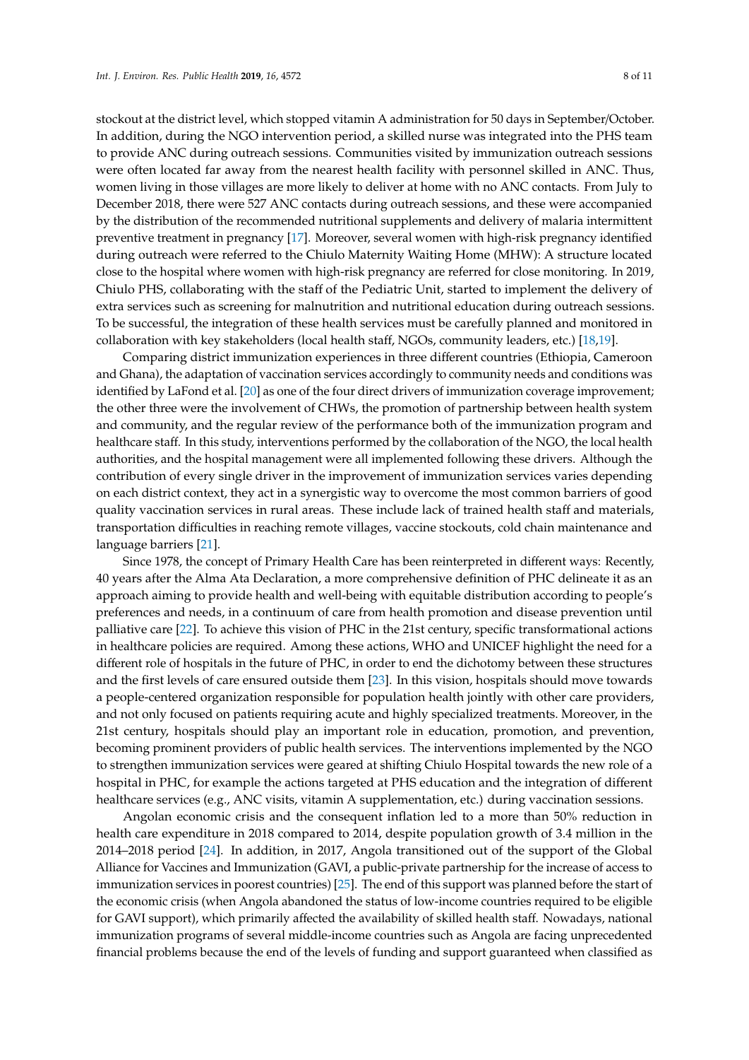stockout at the district level, which stopped vitamin A administration for 50 days in September/October. In addition, during the NGO intervention period, a skilled nurse was integrated into the PHS team to provide ANC during outreach sessions. Communities visited by immunization outreach sessions were often located far away from the nearest health facility with personnel skilled in ANC. Thus, women living in those villages are more likely to deliver at home with no ANC contacts. From July to December 2018, there were 527 ANC contacts during outreach sessions, and these were accompanied by the distribution of the recommended nutritional supplements and delivery of malaria intermittent preventive treatment in pregnancy [17]. Moreover, several women with high-risk pregnancy identified during outreach were referred to the Chiulo Maternity Waiting Home (MHW): A structure located close to the hospital where women with high-risk pregnancy are referred for close monitoring. In 2019, Chiulo PHS, collaborating with the staff of the Pediatric Unit, started to implement the delivery of extra services such as screening for malnutrition and nutritional education during outreach sessions. To be successful, the integration of these health services must be carefully planned and monitored in collaboration with key stakeholders (local health staff, NGOs, community leaders, etc.) [18,19].

Comparing district immunization experiences in three different countries (Ethiopia, Cameroon and Ghana), the adaptation of vaccination services accordingly to community needs and conditions was identified by LaFond et al. [20] as one of the four direct drivers of immunization coverage improvement; the other three were the involvement of CHWs, the promotion of partnership between health system and community, and the regular review of the performance both of the immunization program and healthcare staff. In this study, interventions performed by the collaboration of the NGO, the local health authorities, and the hospital management were all implemented following these drivers. Although the contribution of every single driver in the improvement of immunization services varies depending on each district context, they act in a synergistic way to overcome the most common barriers of good quality vaccination services in rural areas. These include lack of trained health staff and materials, transportation difficulties in reaching remote villages, vaccine stockouts, cold chain maintenance and language barriers [21].

Since 1978, the concept of Primary Health Care has been reinterpreted in different ways: Recently, 40 years after the Alma Ata Declaration, a more comprehensive definition of PHC delineate it as an approach aiming to provide health and well-being with equitable distribution according to people's preferences and needs, in a continuum of care from health promotion and disease prevention until palliative care [22]. To achieve this vision of PHC in the 21st century, specific transformational actions in healthcare policies are required. Among these actions, WHO and UNICEF highlight the need for a different role of hospitals in the future of PHC, in order to end the dichotomy between these structures and the first levels of care ensured outside them [23]. In this vision, hospitals should move towards a people-centered organization responsible for population health jointly with other care providers, and not only focused on patients requiring acute and highly specialized treatments. Moreover, in the 21st century, hospitals should play an important role in education, promotion, and prevention, becoming prominent providers of public health services. The interventions implemented by the NGO to strengthen immunization services were geared at shifting Chiulo Hospital towards the new role of a hospital in PHC, for example the actions targeted at PHS education and the integration of different healthcare services (e.g., ANC visits, vitamin A supplementation, etc.) during vaccination sessions.

Angolan economic crisis and the consequent inflation led to a more than 50% reduction in health care expenditure in 2018 compared to 2014, despite population growth of 3.4 million in the 2014–2018 period [24]. In addition, in 2017, Angola transitioned out of the support of the Global Alliance for Vaccines and Immunization (GAVI, a public-private partnership for the increase of access to immunization services in poorest countries) [25]. The end of this support was planned before the start of the economic crisis (when Angola abandoned the status of low-income countries required to be eligible for GAVI support), which primarily affected the availability of skilled health staff. Nowadays, national immunization programs of several middle-income countries such as Angola are facing unprecedented financial problems because the end of the levels of funding and support guaranteed when classified as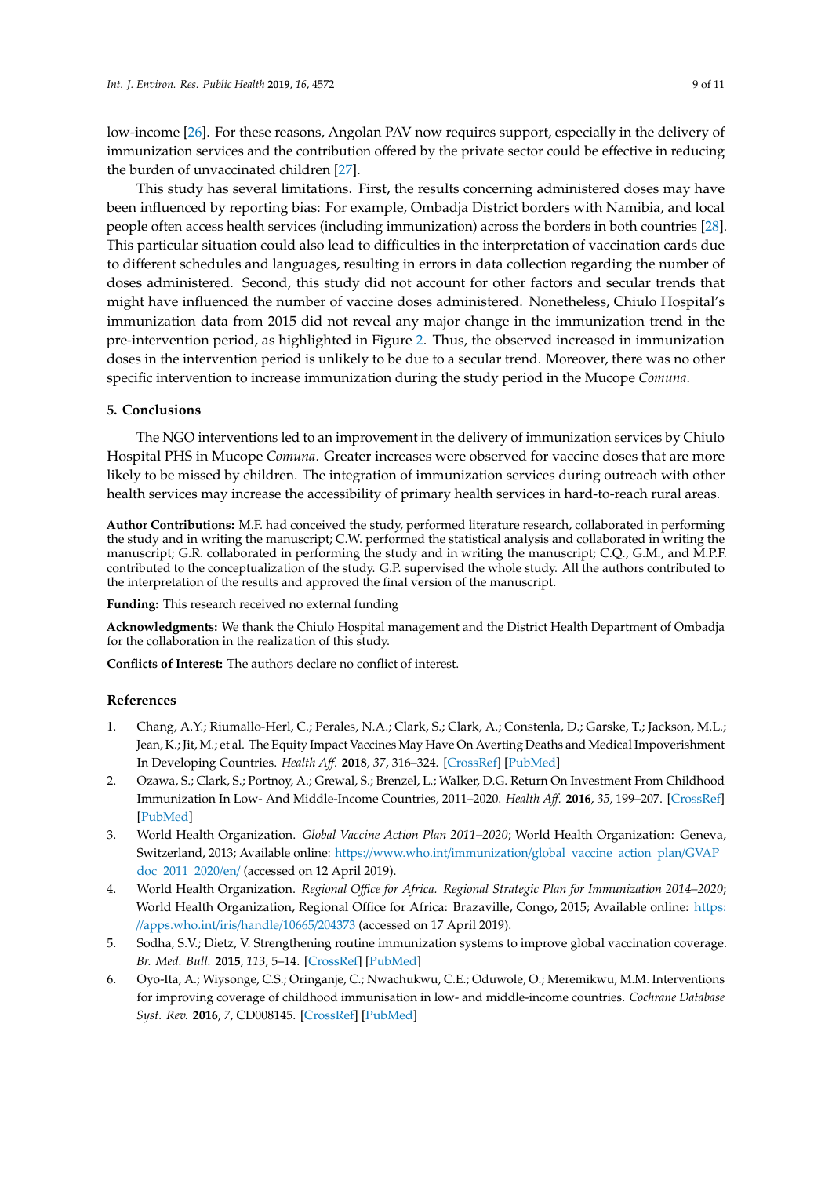low-income [26]. For these reasons, Angolan PAV now requires support, especially in the delivery of immunization services and the contribution offered by the private sector could be effective in reducing the burden of unvaccinated children [27].

This study has several limitations. First, the results concerning administered doses may have been influenced by reporting bias: For example, Ombadja District borders with Namibia, and local people often access health services (including immunization) across the borders in both countries [28]. This particular situation could also lead to difficulties in the interpretation of vaccination cards due to different schedules and languages, resulting in errors in data collection regarding the number of doses administered. Second, this study did not account for other factors and secular trends that might have influenced the number of vaccine doses administered. Nonetheless, Chiulo Hospital's immunization data from 2015 did not reveal any major change in the immunization trend in the pre-intervention period, as highlighted in Figure 2. Thus, the observed increased in immunization doses in the intervention period is unlikely to be due to a secular trend. Moreover, there was no other specific intervention to increase immunization during the study period in the Mucope *Comuna*.

## 5. Conclusions

The NGO interventions led to an improvement in the delivery of immunization services by Chiulo Hospital PHS in Mucope *Comuna*. Greater increases were observed for vaccine doses that are more likely to be missed by children. The integration of immunization services during outreach with other health services may increase the accessibility of primary health services in hard-to-reach rural areas.

**Author Contributions:** M.F. had conceived the study, performed literature research, collaborated in performing the study and in writing the manuscript; C.W. performed the statistical analysis and collaborated in writing the manuscript; G.R. collaborated in performing the study and in writing the manuscript; C.Q., G.M., and M.P.F. contributed to the conceptualization of the study. G.P. supervised the whole study. All the authors contributed to the interpretation of the results and approved the final version of the manuscript.

**Funding:** This research received no external funding

**Acknowledgments:** We thank the Chiulo Hospital management and the District Health Department of Ombadja for the collaboration in the realization of this study.

**Conflicts of Interest:** The authors declare no conflict of interest.

## References

1. Chang, A.Y.; Riumallo-Herl, C.; Perales, N.A.; Clark, S.; Clark, A.; Constenla, D.; Garske, T.; Jackson, M.L.; Jean, K.; Jit, M.; et al. The Equity Impact Vaccines May Have On Averting Deaths and Medical Impoverishment In Developing Countries. *Health Aff.* **2018**, *37*, 316–324. [CrossRef] [PubMed]
2. Ozawa, S.; Clark, S.; Portnoy, A.; Grewal, S.; Brenzel, L.; Walker, D.G. Return On Investment From Childhood Immunization In Low- And Middle-Income Countries, 2011–2020. *Health Aff.* **2016**, *35*, 199–207. [CrossRef] [PubMed]
3. World Health Organization. *Global Vaccine Action Plan 2011–2020*; World Health Organization: Geneva, Switzerland, 2013; Available online: https://www.who.int/immunization/global_vaccine_action_plan/GVAP_doc_2011_2020/en/ (accessed on 12 April 2019).
4. World Health Organization. *Regional Office for Africa. Regional Strategic Plan for Immunization 2014–2020*; World Health Organization, Regional Office for Africa: Brazaville, Congo, 2015; Available online: https://apps.who.int/iris/handle/10665/204373 (accessed on 17 April 2019).
5. Sodha, S.V.; Dietz, V. Strengthening routine immunization systems to improve global vaccination coverage. *Br. Med. Bull.* **2015**, *113*, 5–14. [CrossRef] [PubMed]
6. Oyo-Ita, A.; Wiysonge, C.S.; Oringanje, C.; Nwachukwu, C.E.; Oduwole, O.; Meremikwu, M.M. Interventions for improving coverage of childhood immunisation in low- and middle-income countries. *Cochrane Database Syst. Rev.* **2016**, *7*, CD008145. [CrossRef] [PubMed]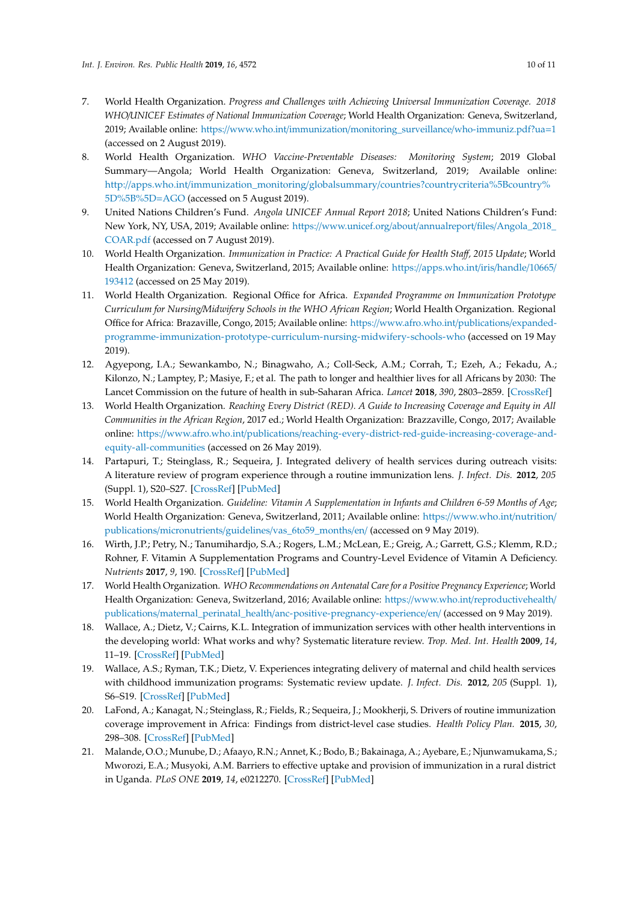7. World Health Organization. *Progress and Challenges with Achieving Universal Immunization Coverage. 2018 WHO/UNICEF Estimates of National Immunization Coverage*; World Health Organization: Geneva, Switzerland, 2019; Available online: https://www.who.int/immunization/monitoring_surveillance/who-immuniz.pdf?ua=1 (accessed on 2 August 2019).
8. World Health Organization. *WHO Vaccine-Preventable Diseases: Monitoring System*; 2019 Global Summary—Angola; World Health Organization: Geneva, Switzerland, 2019; Available online: http://apps.who.int/immunization_monitoring/globalsummary/countries?countrycriteria%5Bcountry%5D%5B%5D=AGO (accessed on 5 August 2019).
9. United Nations Children's Fund. *Angola UNICEF Annual Report 2018*; United Nations Children's Fund: New York, NY, USA, 2019; Available online: https://www.unicef.org/about/annualreport/files/Angola_2018_COAR.pdf (accessed on 7 August 2019).
10. World Health Organization. *Immunization in Practice: A Practical Guide for Health Staff, 2015 Update*; World Health Organization: Geneva, Switzerland, 2015; Available online: https://apps.who.int/iris/handle/10665/193412 (accessed on 25 May 2019).
11. World Health Organization. Regional Office for Africa. *Expanded Programme on Immunization Prototype Curriculum for Nursing/Midwifery Schools in the WHO African Region*; World Health Organization. Regional Office for Africa: Brazaville, Congo, 2015; Available online: https://www.afro.who.int/publications/expanded-programme-immunization-prototype-curriculum-nursing-midwifery-schools-who (accessed on 19 May 2019).
12. Agyepong, I.A.; Sewankambo, N.; Binagwaho, A.; Coll-Seck, A.M.; Corrah, T.; Ezeh, A.; Fekadu, A.; Kilonzo, N.; Lamptey, P.; Masiye, F.; et al. The path to longer and healthier lives for all Africans by 2030: The Lancet Commission on the future of health in sub-Saharan Africa. *Lancet* **2018**, *390*, 2803–2859. [CrossRef]
13. World Health Organization. *Reaching Every District (RED). A Guide to Increasing Coverage and Equity in All Communities in the African Region*, 2017 ed.; World Health Organization: Brazzaville, Congo, 2017; Available online: https://www.afro.who.int/publications/reaching-every-district-red-guide-increasing-coverage-and-equity-all-communities (accessed on 26 May 2019).
14. Partapuri, T.; Steinglass, R.; Sequeira, J. Integrated delivery of health services during outreach visits: A literature review of program experience through a routine immunization lens. *J. Infect. Dis.* **2012**, *205* (Suppl. 1), S20–S27. [CrossRef] [PubMed]
15. World Health Organization. *Guideline: Vitamin A Supplementation in Infants and Children 6-59 Months of Age*; World Health Organization: Geneva, Switzerland, 2011; Available online: https://www.who.int/nutrition/publications/micronutrients/guidelines/vas_6to59_months/en/ (accessed on 9 May 2019).
16. Wirth, J.P.; Petry, N.; Tanumihardjo, S.A.; Rogers, L.M.; McLean, E.; Greig, A.; Garrett, G.S.; Klemm, R.D.; Rohner, F. Vitamin A Supplementation Programs and Country-Level Evidence of Vitamin A Deficiency. *Nutrients* **2017**, *9*, 190. [CrossRef] [PubMed]
17. World Health Organization. *WHO Recommendations on Antenatal Care for a Positive Pregnancy Experience*; World Health Organization: Geneva, Switzerland, 2016; Available online: https://www.who.int/reproductivehealth/publications/maternal_perinatal_health/anc-positive-pregnancy-experience/en/ (accessed on 9 May 2019).
18. Wallace, A.; Dietz, V.; Cairns, K.L. Integration of immunization services with other health interventions in the developing world: What works and why? Systematic literature review. *Trop. Med. Int. Health* **2009**, *14*, 11–19. [CrossRef] [PubMed]
19. Wallace, A.S.; Ryman, T.K.; Dietz, V. Experiences integrating delivery of maternal and child health services with childhood immunization programs: Systematic review update. *J. Infect. Dis.* **2012**, *205* (Suppl. 1), S6–S19. [CrossRef] [PubMed]
20. LaFond, A.; Kanagat, N.; Steinglass, R.; Fields, R.; Sequeira, J.; Mookherji, S. Drivers of routine immunization coverage improvement in Africa: Findings from district-level case studies. *Health Policy Plan.* **2015**, *30*, 298–308. [CrossRef] [PubMed]
21. Malande, O.O.; Munube, D.; Afaayo, R.N.; Annet, K.; Bodo, B.; Bakainaga, A.; Ayebare, E.; Njunwamukama, S.; Mworozi, E.A.; Musyoki, A.M. Barriers to effective uptake and provision of immunization in a rural district in Uganda. *PLoS ONE* **2019**, *14*, e0212270. [CrossRef] [PubMed]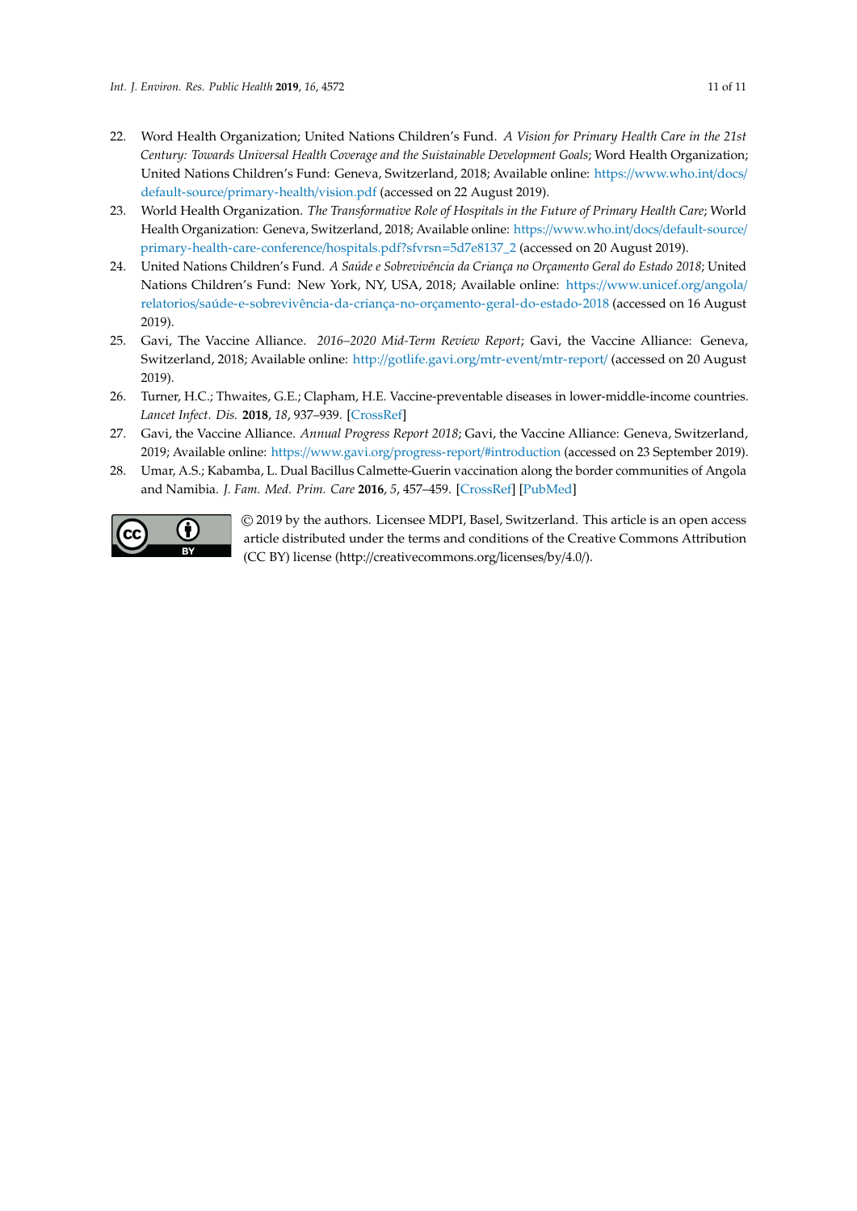22. Word Health Organization; United Nations Children's Fund. *A Vision for Primary Health Care in the 21st Century: Towards Universal Health Coverage and the Suistainable Development Goals*; Word Health Organization; United Nations Children's Fund: Geneva, Switzerland, 2018; Available online: https://www.who.int/docs/default-source/primary-health/vision.pdf (accessed on 22 August 2019).
23. World Health Organization. *The Transformative Role of Hospitals in the Future of Primary Health Care*; World Health Organization: Geneva, Switzerland, 2018; Available online: https://www.who.int/docs/default-source/primary-health-care-conference/hospitals.pdf?sfvrsn=5d7e8137_2 (accessed on 20 August 2019).
24. United Nations Children's Fund. *A Saúde e Sobrevivência da Criança no Orçamento Geral do Estado 2018*; United Nations Children's Fund: New York, NY, USA, 2018; Available online: https://www.unicef.org/angola/relatorios/saúde-e-sobrevivência-da-criança-no-orçamento-geral-do-estado-2018 (accessed on 16 August 2019).
25. Gavi, The Vaccine Alliance. *2016–2020 Mid-Term Review Report*; Gavi, the Vaccine Alliance: Geneva, Switzerland, 2018; Available online: http://gotlife.gavi.org/mtr-event/mtr-report/ (accessed on 20 August 2019).
26. Turner, H.C.; Thwaites, G.E.; Clapham, H.E. Vaccine-preventable diseases in lower-middle-income countries. *Lancet Infect. Dis.* **2018**, *18*, 937–939. [CrossRef]
27. Gavi, the Vaccine Alliance. *Annual Progress Report 2018*; Gavi, the Vaccine Alliance: Geneva, Switzerland, 2019; Available online: https://www.gavi.org/progress-report/#introduction (accessed on 23 September 2019).
28. Umar, A.S.; Kabamba, L. Dual Bacillus Calmette-Guerin vaccination along the border communities of Angola and Namibia. *J. Fam. Med. Prim. Care* **2016**, *5*, 457–459. [CrossRef] [PubMed]

© 2019 by the authors. Licensee MDPI, Basel, Switzerland. This article is an open access article distributed under the terms and conditions of the Creative Commons Attribution (CC BY) license (http://creativecommons.org/licenses/by/4.0/).